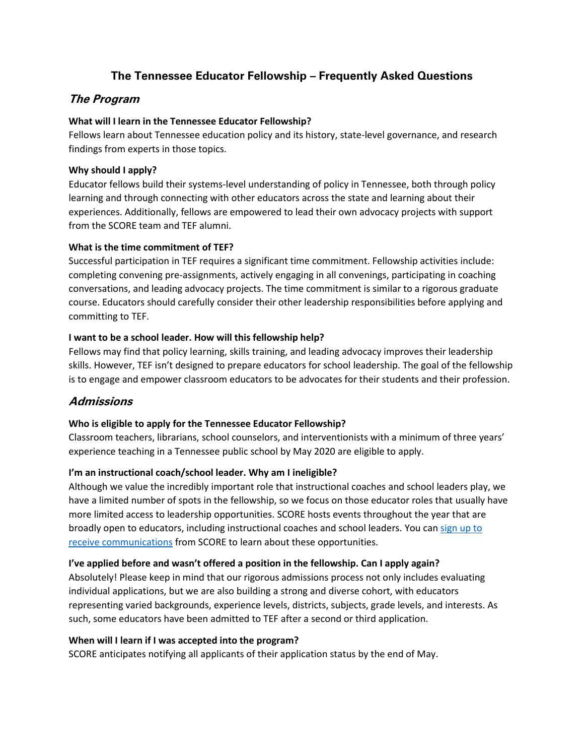# The Tennessee Educator Fellowship – Frequently Asked Questions

## *The Program*

**What will I learn in the Tennessee Educator Fellowship?**

Fellows learn about Tennessee education policy and its history, state-level governance, and research findings from experts in those topics.

**Why should I apply?**

Educator fellows build their systems-level understanding of policy in Tennessee, both through policy learning and through connecting with other educators across the state and learning about their experiences. Additionally, fellows are empowered to lead their own advocacy projects with support from the SCORE team and TEF alumni.

**What is the time commitment of TEF?**

Successful participation in TEF requires a significant time commitment. Fellowship activities include: completing convening pre-assignments, actively engaging in all convenings, participating in coaching conversations, and leading advocacy projects. The time commitment is similar to a rigorous graduate course. Educators should carefully consider their other leadership responsibilities before applying and committing to TEF.

**I want to be a school leader. How will this fellowship help?**

Fellows may find that policy learning, skills training, and leading advocacy improves their leadership skills. However, TEF isn't designed to prepare educators for school leadership. The goal of the fellowship is to engage and empower classroom educators to be advocates for their students and their profession.

## *Admissions*

**Who is eligible to apply for the Tennessee Educator Fellowship?**

Classroom teachers, librarians, school counselors, and interventionists with a minimum of three years' experience teaching in a Tennessee public school by May 2020 are eligible to apply.

**I'm an instructional coach/school leader. Why am I ineligible?**

Although we value the incredibly important role that instructional coaches and school leaders play, we have a limited number of spots in the fellowship, so we focus on those educator roles that usually have more limited access to leadership opportunities. SCORE hosts events throughout the year that are broadly open to educators, including instructional coaches and school leaders. You can sign up to receive communications from SCORE to learn about these opportunities.

**I've applied before and wasn't offered a position in the fellowship. Can I apply again?**

Absolutely! Please keep in mind that our rigorous admissions process not only includes evaluating individual applications, but we are also building a strong and diverse cohort, with educators representing varied backgrounds, experience levels, districts, subjects, grade levels, and interests. As such, some educators have been admitted to TEF after a second or third application.

**When will I learn if I was accepted into the program?**

SCORE anticipates notifying all applicants of their application status by the end of May.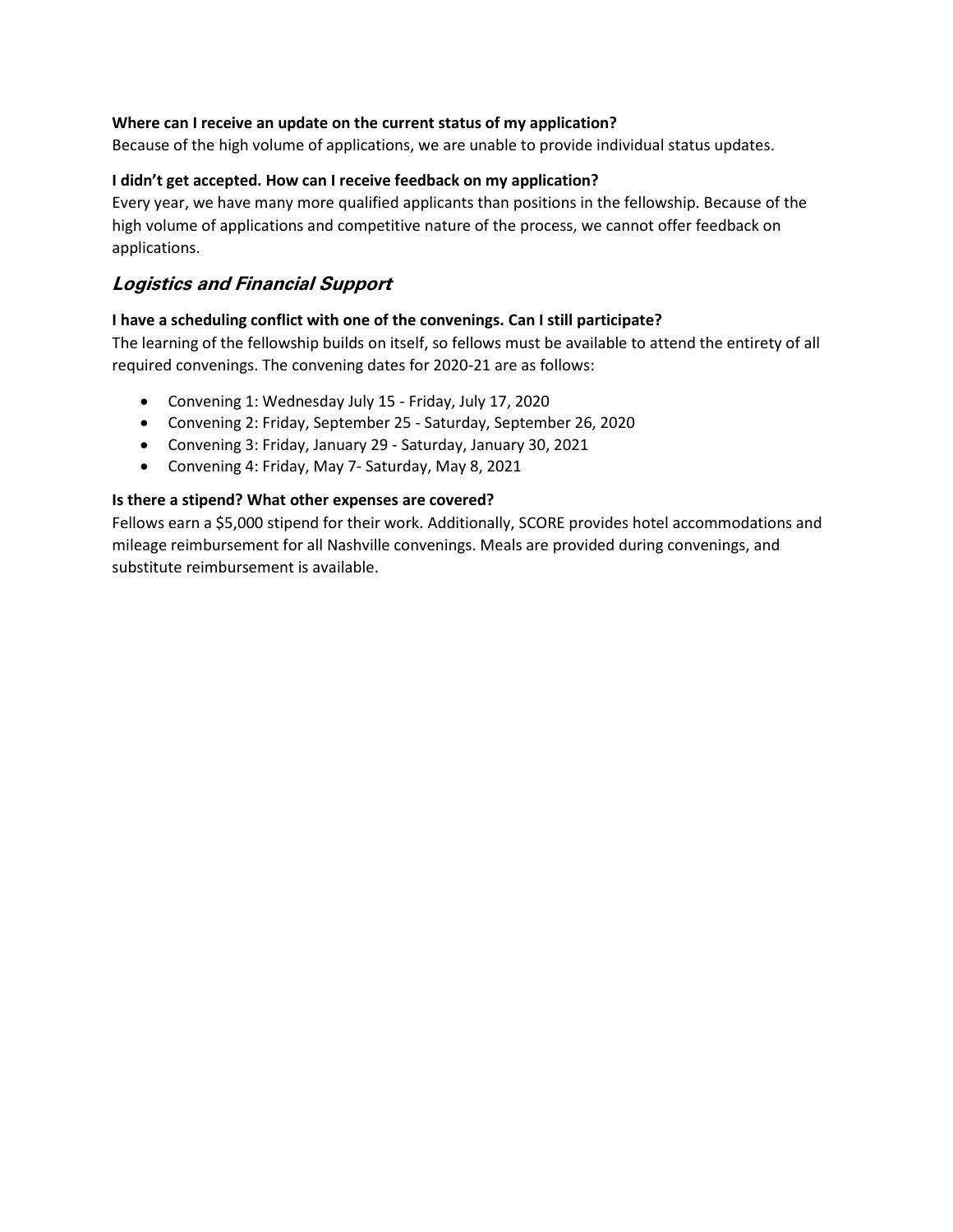**Where can I receive an update on the current status of my application?**

Because of the high volume of applications, we are unable to provide individual status updates.

**I didn't get accepted. How can I receive feedback on my application?**

Every year, we have many more qualified applicants than positions in the fellowship. Because of the high volume of applications and competitive nature of the process, we cannot offer feedback on applications.

## *Logistics and Financial Support*

**I have a scheduling conflict with one of the convenings. Can I still participate?**

The learning of the fellowship builds on itself, so fellows must be available to attend the entirety of all required convenings. The convening dates for 2020-21 are as follows:

- Convening 1: Wednesday July 15 - Friday, July 17, 2020
- Convening 2: Friday, September 25 - Saturday, September 26, 2020
- Convening 3: Friday, January 29 - Saturday, January 30, 2021
- Convening 4: Friday, May 7- Saturday, May 8, 2021

**Is there a stipend? What other expenses are covered?**

Fellows earn a $5,000 stipend for their work. Additionally, SCORE provides hotel accommodations and mileage reimbursement for all Nashville convenings. Meals are provided during convenings, and substitute reimbursement is available.